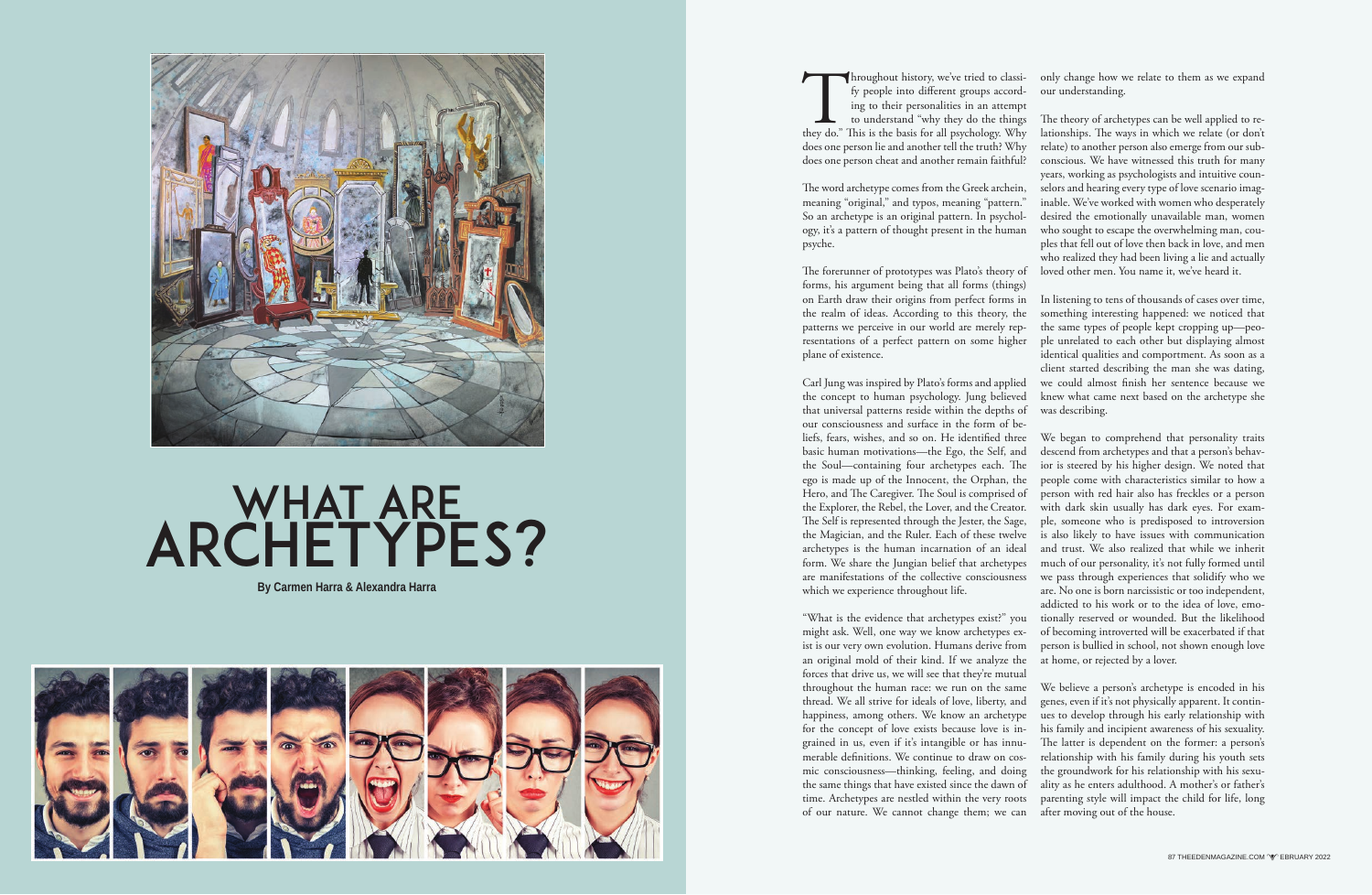# WHAT ARE ARCHETYPES?

**By Carmen Harra & Alexandra Harra**

Throughout history, we've tried to classify people into different groups according to their personalities in an attempt to understand "why they do the things they do." This is the basis for all psychology. Why does one person lie and another tell the truth? Why does one person cheat and another remain faithful?

The word archetype comes from the Greek archein, meaning "original," and typos, meaning "pattern." So an archetype is an original pattern. In psychology, it's a pattern of thought present in the human psyche.

The forerunner of prototypes was Plato's theory of forms, his argument being that all forms (things) on Earth draw their origins from perfect forms in the realm of ideas. According to this theory, the patterns we perceive in our world are merely representations of a perfect pattern on some higher plane of existence.

Carl Jung was inspired by Plato's forms and applied the concept to human psychology. Jung believed that universal patterns reside within the depths of our consciousness and surface in the form of beliefs, fears, wishes, and so on. He identified three basic human motivations—the Ego, the Self, and the Soul—containing four archetypes each. The ego is made up of the Innocent, the Orphan, the Hero, and The Caregiver. The Soul is comprised of the Explorer, the Rebel, the Lover, and the Creator. The Self is represented through the Jester, the Sage, the Magician, and the Ruler. Each of these twelve archetypes is the human incarnation of an ideal form. We share the Jungian belief that archetypes are manifestations of the collective consciousness which we experience throughout life.

"What is the evidence that archetypes exist?" you might ask. Well, one way we know archetypes exist is our very own evolution. Humans derive from an original mold of their kind. If we analyze the forces that drive us, we will see that they're mutual throughout the human race: we run on the same thread. We all strive for ideals of love, liberty, and happiness, among others. We know an archetype for the concept of love exists because love is ingrained in us, even if it's intangible or has innumerable definitions. We continue to draw on cosmic consciousness—thinking, feeling, and doing the same things that have existed since the dawn of time. Archetypes are nestled within the very roots of our nature. We cannot change them; we can only change how we relate to them as we expand our understanding.

The theory of archetypes can be well applied to relationships. The ways in which we relate (or don't relate) to another person also emerge from our subconscious. We have witnessed this truth for many years, working as psychologists and intuitive counselors and hearing every type of love scenario imaginable. We've worked with women who desperately desired the emotionally unavailable man, women who sought to escape the overwhelming man, couples that fell out of love then back in love, and men who realized they had been living a lie and actually loved other men. You name it, we've heard it.

In listening to tens of thousands of cases over time, something interesting happened: we noticed that the same types of people kept cropping up—people unrelated to each other but displaying almost identical qualities and comportment. As soon as a client started describing the man she was dating, we could almost finish her sentence because we knew what came next based on the archetype she was describing.

We began to comprehend that personality traits descend from archetypes and that a person's behavior is steered by his higher design. We noted that people come with characteristics similar to how a person with red hair also has freckles or a person with dark skin usually has dark eyes. For example, someone who is predisposed to introversion is also likely to have issues with communication and trust. We also realized that while we inherit much of our personality, it's not fully formed until we pass through experiences that solidify who we are. No one is born narcissistic or too independent, addicted to his work or to the idea of love, emotionally reserved or wounded. But the likelihood of becoming introverted will be exacerbated if that person is bullied in school, not shown enough love at home, or rejected by a lover.

We believe a person's archetype is encoded in his genes, even if it's not physically apparent. It continues to develop through his early relationship with his family and incipient awareness of his sexuality. The latter is dependent on the former: a person's relationship with his family during his youth sets the groundwork for his relationship with his sexuality as he enters adulthood. A mother's or father's parenting style will impact the child for life, long after moving out of the house.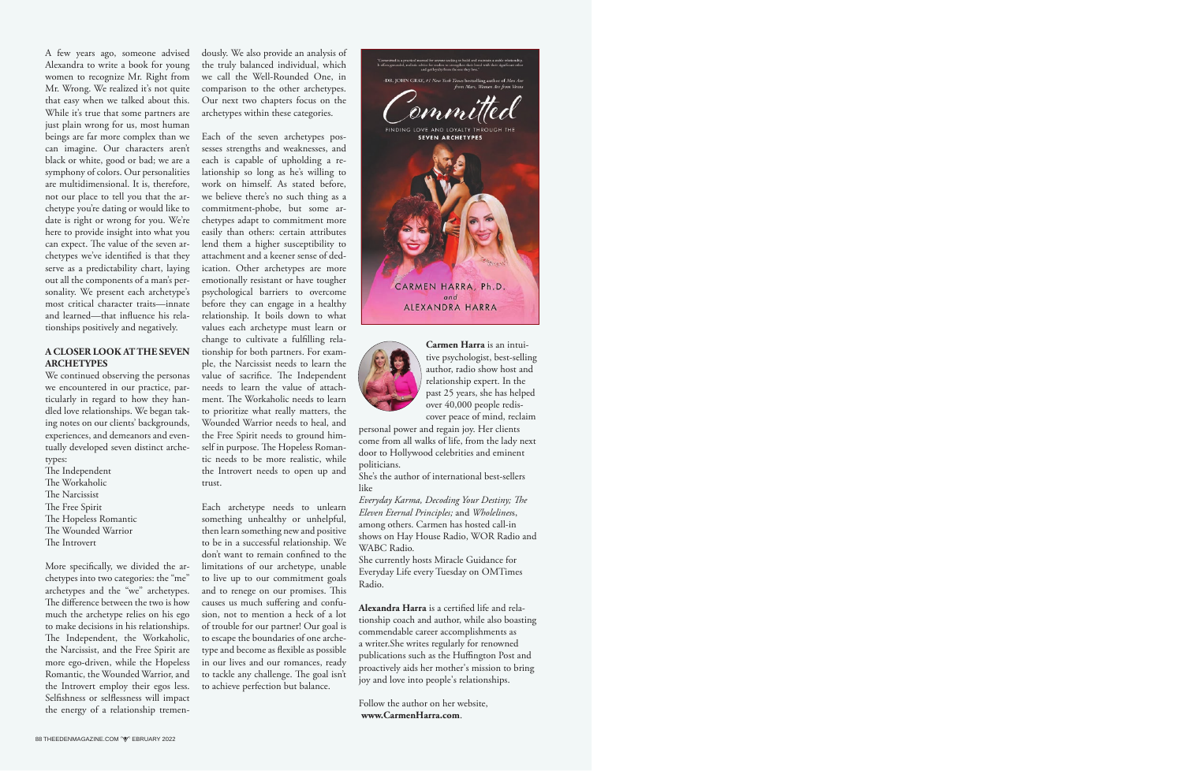A few years ago, someone advised Alexandra to write a book for young women to recognize Mr. Right from Mr. Wrong. We realized it's not quite that easy when we talked about this. While it's true that some partners are just plain wrong for us, most human beings are far more complex than we can imagine. Our characters aren't black or white, good or bad; we are a symphony of colors. Our personalities are multidimensional. It is, therefore, not our place to tell you that the archetype you're dating or would like to date is right or wrong for you. We're here to provide insight into what you can expect. The value of the seven archetypes we've identified is that they serve as a predictability chart, laying out all the components of a man's personality. We present each archetype's most critical character traits—innate and learned—that influence his relationships positively and negatively.

**A CLOSER LOOK AT THE SEVEN ARCHETYPES**

We continued observing the personas we encountered in our practice, particularly in regard to how they handled love relationships. We began taking notes on our clients' backgrounds, experiences, and demeanors and eventually developed seven distinct archetypes:

The Independent
The Workaholic
The Narcissist
The Free Spirit
The Hopeless Romantic
The Wounded Warrior
The Introvert

More specifically, we divided the archetypes into two categories: the "me" archetypes and the "we" archetypes. The difference between the two is how much the archetype relies on his ego to make decisions in his relationships. The Independent, the Workaholic, the Narcissist, and the Free Spirit are more ego-driven, while the Hopeless Romantic, the Wounded Warrior, and the Introvert employ their egos less. Selfishness or selflessness will impact the energy of a relationship tremendously. We also provide an analysis of the truly balanced individual, which we call the Well-Rounded One, in comparison to the other archetypes. Our next two chapters focus on the archetypes within these categories.

Each of the seven archetypes possesses strengths and weaknesses, and each is capable of upholding a relationship so long as he's willing to work on himself. As stated before, we believe there's no such thing as a commitment-phobe, but some archetypes adapt to commitment more easily than others: certain attributes lend them a higher susceptibility to attachment and a keener sense of dedication. Other archetypes are more emotionally resistant or have tougher psychological barriers to overcome before they can engage in a healthy relationship. It boils down to what values each archetype must learn or change to cultivate a fulfilling relationship for both partners. For example, the Narcissist needs to learn the value of sacrifice. The Independent needs to learn the value of attachment. The Workaholic needs to learn to prioritize what really matters, the Wounded Warrior needs to heal, and the Free Spirit needs to ground himself in purpose. The Hopeless Romantic needs to be more realistic, while the Introvert needs to open up and trust.

Each archetype needs to unlearn something unhealthy or unhelpful, then learn something new and positive to be in a successful relationship. We don't want to remain confined to the limitations of our archetype, unable to live up to our commitment goals and to renege on our promises. This causes us much suffering and confusion, not to mention a heck of a lot of trouble for our partner! Our goal is to escape the boundaries of one archetype and become as flexible as possible in our lives and our romances, ready to tackle any challenge. The goal isn't to achieve perfection but balance.

**Carmen Harra** is an intuitive psychologist, best-selling author, radio show host and relationship expert. In the past 25 years, she has helped over 40,000 people rediscover peace of mind, reclaim personal power and regain joy. Her clients come from all walks of life, from the lady next door to Hollywood celebrities and eminent politicians.

She's the author of international best-sellers like *Everyday Karma, Decoding Your Destiny; The Eleven Eternal Principles;* and *Wholeliness*, among others. Carmen has hosted call-in shows on Hay House Radio, WOR Radio and WABC Radio.

She currently hosts Miracle Guidance for Everyday Life every Tuesday on OMTimes Radio.

**Alexandra Harra** is a certified life and relationship coach and author, while also boasting commendable career accomplishments as a writer.She writes regularly for renowned publications such as the Huffington Post and proactively aids her mother's mission to bring joy and love into people's relationships.

Follow the author on her website, **www.CarmenHarra.com**.